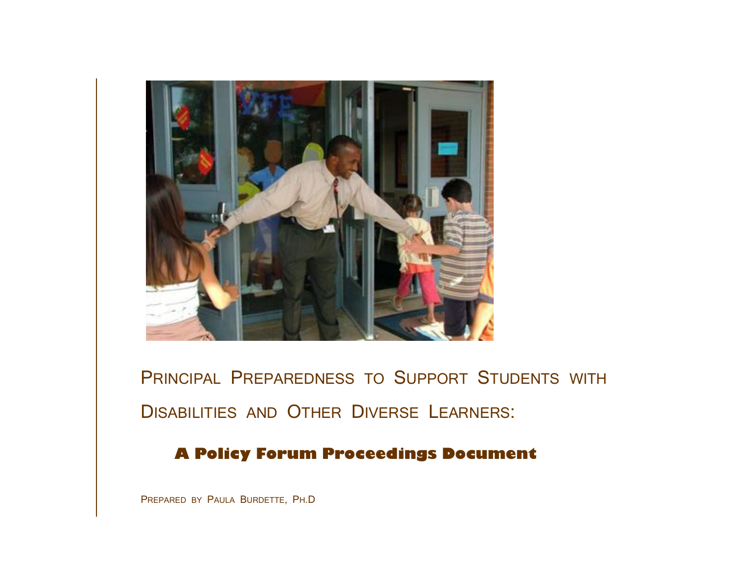# Principal Preparedness to Support Students with Disabilities and Other Diverse Learners:

## A Policy Forum Proceedings Document

Prepared by Paula Burdette, Ph.D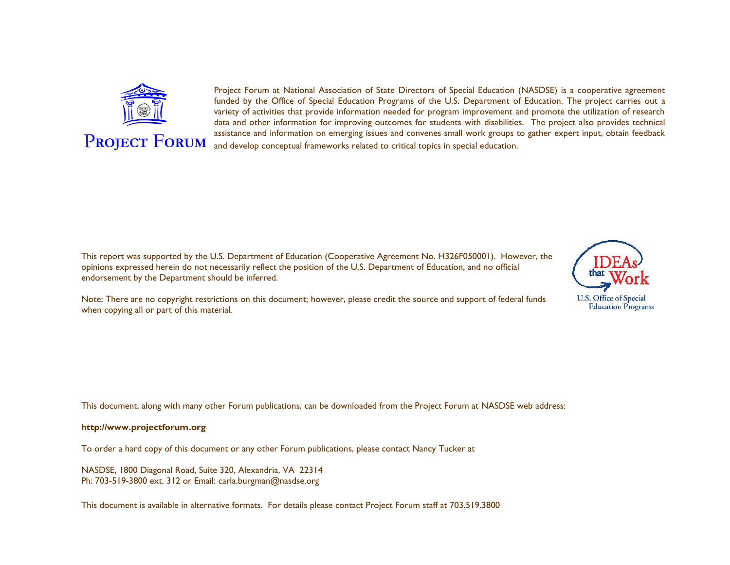PROJECT FORUM

Project Forum at National Association of State Directors of Special Education (NASDSE) is a cooperative agreement funded by the Office of Special Education Programs of the U.S. Department of Education. The project carries out a variety of activities that provide information needed for program improvement and promote the utilization of research data and other information for improving outcomes for students with disabilities. The project also provides technical assistance and information on emerging issues and convenes small work groups to gather expert input, obtain feedback and develop conceptual frameworks related to critical topics in special education.

This report was supported by the U.S. Department of Education (Cooperative Agreement No. H326F050001). However, the opinions expressed herein do not necessarily reflect the position of the U.S. Department of Education, and no official endorsement by the Department should be inferred.

Note: There are no copyright restrictions on this document; however, please credit the source and support of federal funds when copying all or part of this material.

IDEAs that Work
U.S. Office of Special Education Programs

This document, along with many other Forum publications, can be downloaded from the Project Forum at NASDSE web address:

**http://www.projectforum.org**

To order a hard copy of this document or any other Forum publications, please contact Nancy Tucker at

NASDSE, 1800 Diagonal Road, Suite 320, Alexandria, VA 22314
Ph: 703-519-3800 ext. 312 or Email: carla.burgman@nasdse.org

This document is available in alternative formats. For details please contact Project Forum staff at 703.519.3800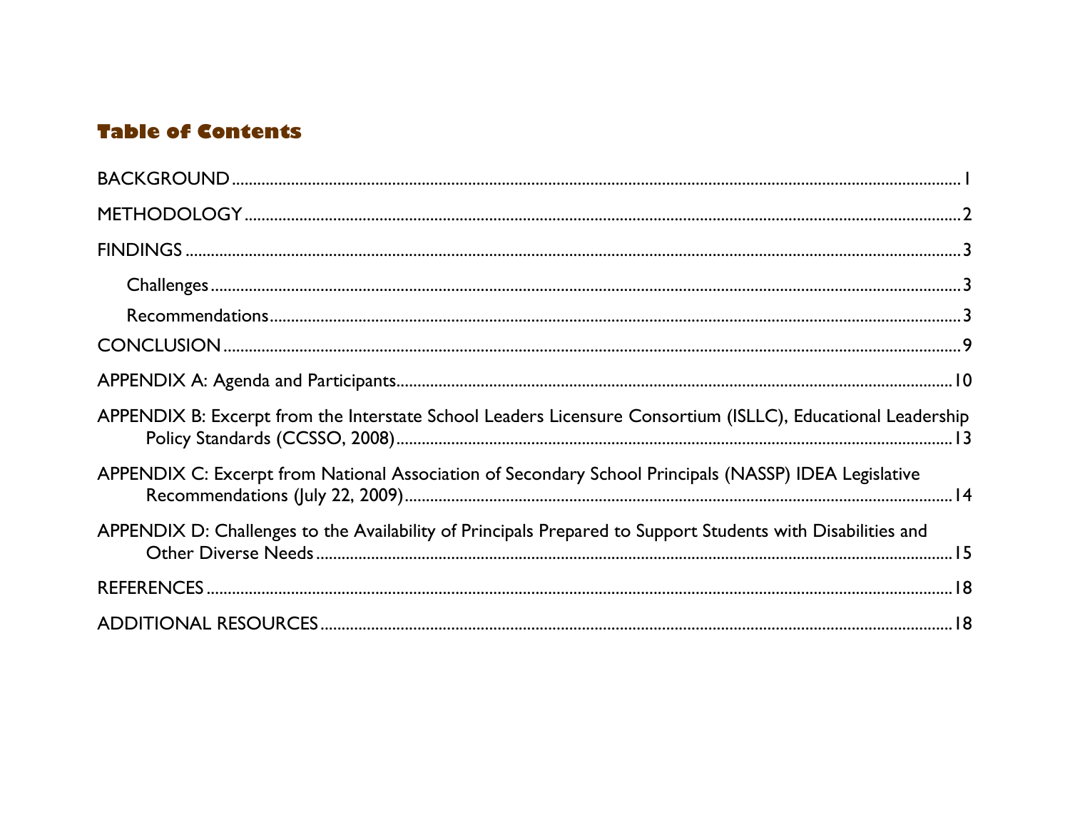## Table of Contents

BACKGROUND ........ 1

METHODOLOGY ........ 2

FINDINGS ........ 3

- Challenges ........ 3
- Recommendations ........ 3

CONCLUSION ........ 9

APPENDIX A: Agenda and Participants ........ 10

APPENDIX B: Excerpt from the Interstate School Leaders Licensure Consortium (ISLLC), Educational Leadership Policy Standards (CCSSO, 2008) ........ 13

APPENDIX C: Excerpt from National Association of Secondary School Principals (NASSP) IDEA Legislative Recommendations (July 22, 2009) ........ 14

APPENDIX D: Challenges to the Availability of Principals Prepared to Support Students with Disabilities and Other Diverse Needs ........ 15

REFERENCES ........ 18

ADDITIONAL RESOURCES ........ 18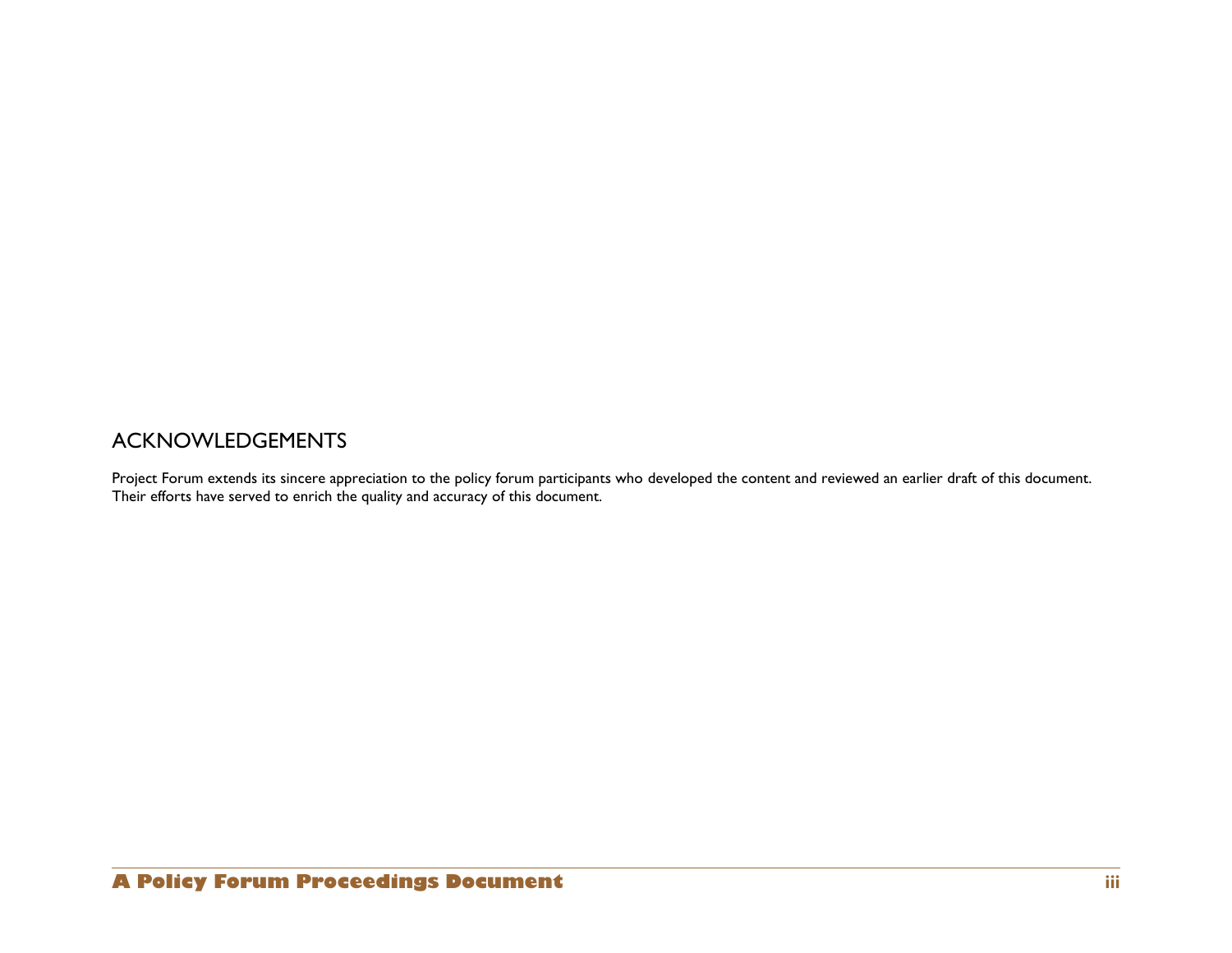## ACKNOWLEDGEMENTS

Project Forum extends its sincere appreciation to the policy forum participants who developed the content and reviewed an earlier draft of this document. Their efforts have served to enrich the quality and accuracy of this document.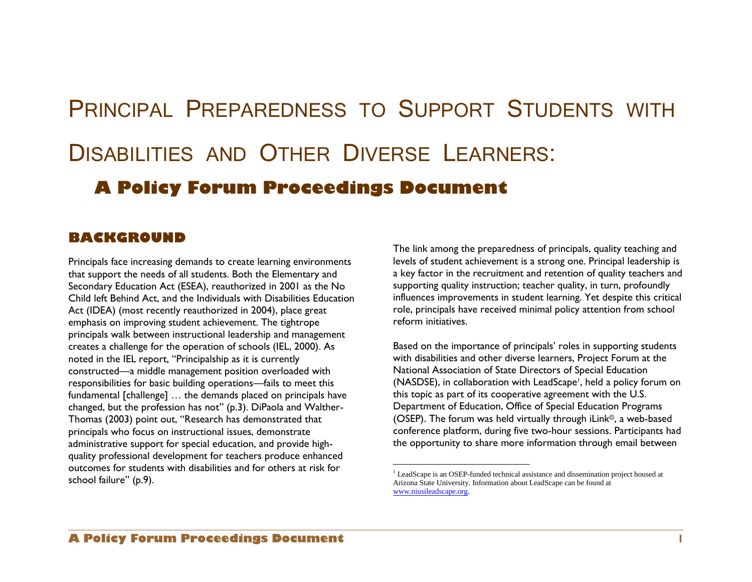# Principal Preparedness to Support Students with Disabilities and Other Diverse Learners:

## A Policy Forum Proceedings Document

## BACKGROUND

Principals face increasing demands to create learning environments that support the needs of all students. Both the Elementary and Secondary Education Act (ESEA), reauthorized in 2001 as the No Child left Behind Act, and the Individuals with Disabilities Education Act (IDEA) (most recently reauthorized in 2004), place great emphasis on improving student achievement. The tightrope principals walk between instructional leadership and management creates a challenge for the operation of schools (IEL, 2000). As noted in the IEL report, "Principalship as it is currently constructed—a middle management position overloaded with responsibilities for basic building operations—fails to meet this fundamental [challenge] … the demands placed on principals have changed, but the profession has not" (p.3). DiPaola and Walther-Thomas (2003) point out, "Research has demonstrated that principals who focus on instructional issues, demonstrate administrative support for special education, and provide high-quality professional development for teachers produce enhanced outcomes for students with disabilities and for others at risk for school failure" (p.9).

The link among the preparedness of principals, quality teaching and levels of student achievement is a strong one. Principal leadership is a key factor in the recruitment and retention of quality teachers and supporting quality instruction; teacher quality, in turn, profoundly influences improvements in student learning. Yet despite this critical role, principals have received minimal policy attention from school reform initiatives.

Based on the importance of principals' roles in supporting students with disabilities and other diverse learners, Project Forum at the National Association of State Directors of Special Education (NASDSE), in collaboration with LeadScape[1], held a policy forum on this topic as part of its cooperative agreement with the U.S. Department of Education, Office of Special Education Programs (OSEP). The forum was held virtually through iLink©, a web-based conference platform, during five two-hour sessions. Participants had the opportunity to share more information through email between

[1] LeadScape is an OSEP-funded technical assistance and dissemination project housed at Arizona State University. Information about LeadScape can be found at www.niusileadscape.org.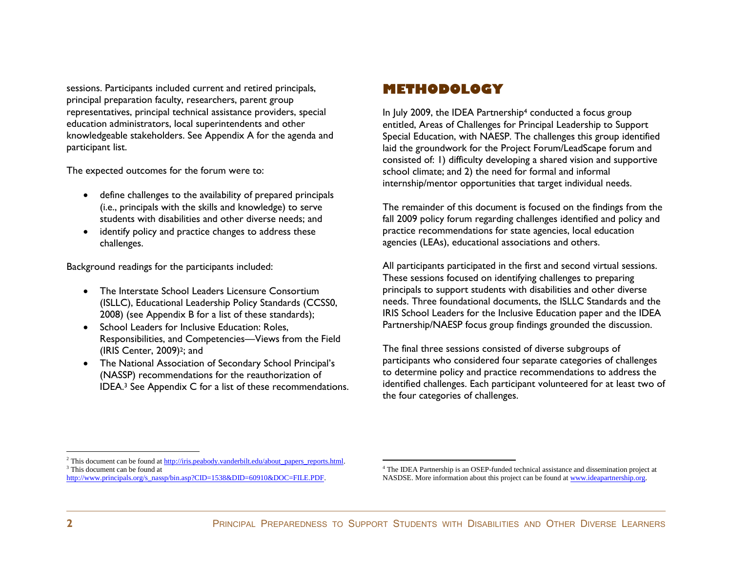sessions. Participants included current and retired principals, principal preparation faculty, researchers, parent group representatives, principal technical assistance providers, special education administrators, local superintendents and other knowledgeable stakeholders. See Appendix A for the agenda and participant list.

The expected outcomes for the forum were to:

- define challenges to the availability of prepared principals (i.e., principals with the skills and knowledge) to serve students with disabilities and other diverse needs; and
- identify policy and practice changes to address these challenges.

Background readings for the participants included:

- The Interstate School Leaders Licensure Consortium (ISLLC), Educational Leadership Policy Standards (CCSS0, 2008) (see Appendix B for a list of these standards);
- School Leaders for Inclusive Education: Roles, Responsibilities, and Competencies—Views from the Field (IRIS Center, 2009)[2]; and
- The National Association of Secondary School Principal's (NASSP) recommendations for the reauthorization of IDEA.[3] See Appendix C for a list of these recommendations.

## METHODOLOGY

In July 2009, the IDEA Partnership[4] conducted a focus group entitled, Areas of Challenges for Principal Leadership to Support Special Education, with NAESP. The challenges this group identified laid the groundwork for the Project Forum/LeadScape forum and consisted of: 1) difficulty developing a shared vision and supportive school climate; and 2) the need for formal and informal internship/mentor opportunities that target individual needs.

The remainder of this document is focused on the findings from the fall 2009 policy forum regarding challenges identified and policy and practice recommendations for state agencies, local education agencies (LEAs), educational associations and others.

All participants participated in the first and second virtual sessions. These sessions focused on identifying challenges to preparing principals to support students with disabilities and other diverse needs. Three foundational documents, the ISLLC Standards and the IRIS School Leaders for the Inclusive Education paper and the IDEA Partnership/NAESP focus group findings grounded the discussion.

The final three sessions consisted of diverse subgroups of participants who considered four separate categories of challenges to determine policy and practice recommendations to address the identified challenges. Each participant volunteered for at least two of the four categories of challenges.

---

[2] This document can be found at http://iris.peabody.vanderbilt.edu/about_papers_reports.html.

[3] This document can be found at http://www.principals.org/s_nassp/bin.asp?CID=1538&DID=60910&DOC=FILE.PDF.

[4] The IDEA Partnership is an OSEP-funded technical assistance and dissemination project at NASDSE. More information about this project can be found at www.ideapartnership.org.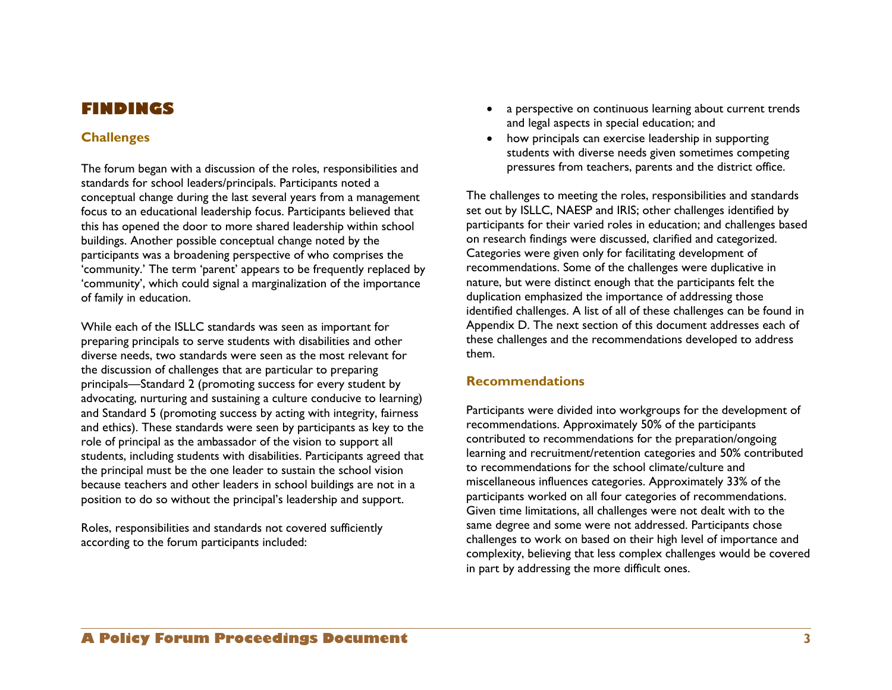# FINDINGS

## Challenges

The forum began with a discussion of the roles, responsibilities and standards for school leaders/principals. Participants noted a conceptual change during the last several years from a management focus to an educational leadership focus. Participants believed that this has opened the door to more shared leadership within school buildings. Another possible conceptual change noted by the participants was a broadening perspective of who comprises the 'community.' The term 'parent' appears to be frequently replaced by 'community', which could signal a marginalization of the importance of family in education.

While each of the ISLLC standards was seen as important for preparing principals to serve students with disabilities and other diverse needs, two standards were seen as the most relevant for the discussion of challenges that are particular to preparing principals—Standard 2 (promoting success for every student by advocating, nurturing and sustaining a culture conducive to learning) and Standard 5 (promoting success by acting with integrity, fairness and ethics). These standards were seen by participants as key to the role of principal as the ambassador of the vision to support all students, including students with disabilities. Participants agreed that the principal must be the one leader to sustain the school vision because teachers and other leaders in school buildings are not in a position to do so without the principal's leadership and support.

Roles, responsibilities and standards not covered sufficiently according to the forum participants included:

- a perspective on continuous learning about current trends and legal aspects in special education; and
- how principals can exercise leadership in supporting students with diverse needs given sometimes competing pressures from teachers, parents and the district office.

The challenges to meeting the roles, responsibilities and standards set out by ISLLC, NAESP and IRIS; other challenges identified by participants for their varied roles in education; and challenges based on research findings were discussed, clarified and categorized. Categories were given only for facilitating development of recommendations. Some of the challenges were duplicative in nature, but were distinct enough that the participants felt the duplication emphasized the importance of addressing those identified challenges. A list of all of these challenges can be found in Appendix D. The next section of this document addresses each of these challenges and the recommendations developed to address them.

## Recommendations

Participants were divided into workgroups for the development of recommendations. Approximately 50% of the participants contributed to recommendations for the preparation/ongoing learning and recruitment/retention categories and 50% contributed to recommendations for the school climate/culture and miscellaneous influences categories. Approximately 33% of the participants worked on all four categories of recommendations. Given time limitations, all challenges were not dealt with to the same degree and some were not addressed. Participants chose challenges to work on based on their high level of importance and complexity, believing that less complex challenges would be covered in part by addressing the more difficult ones.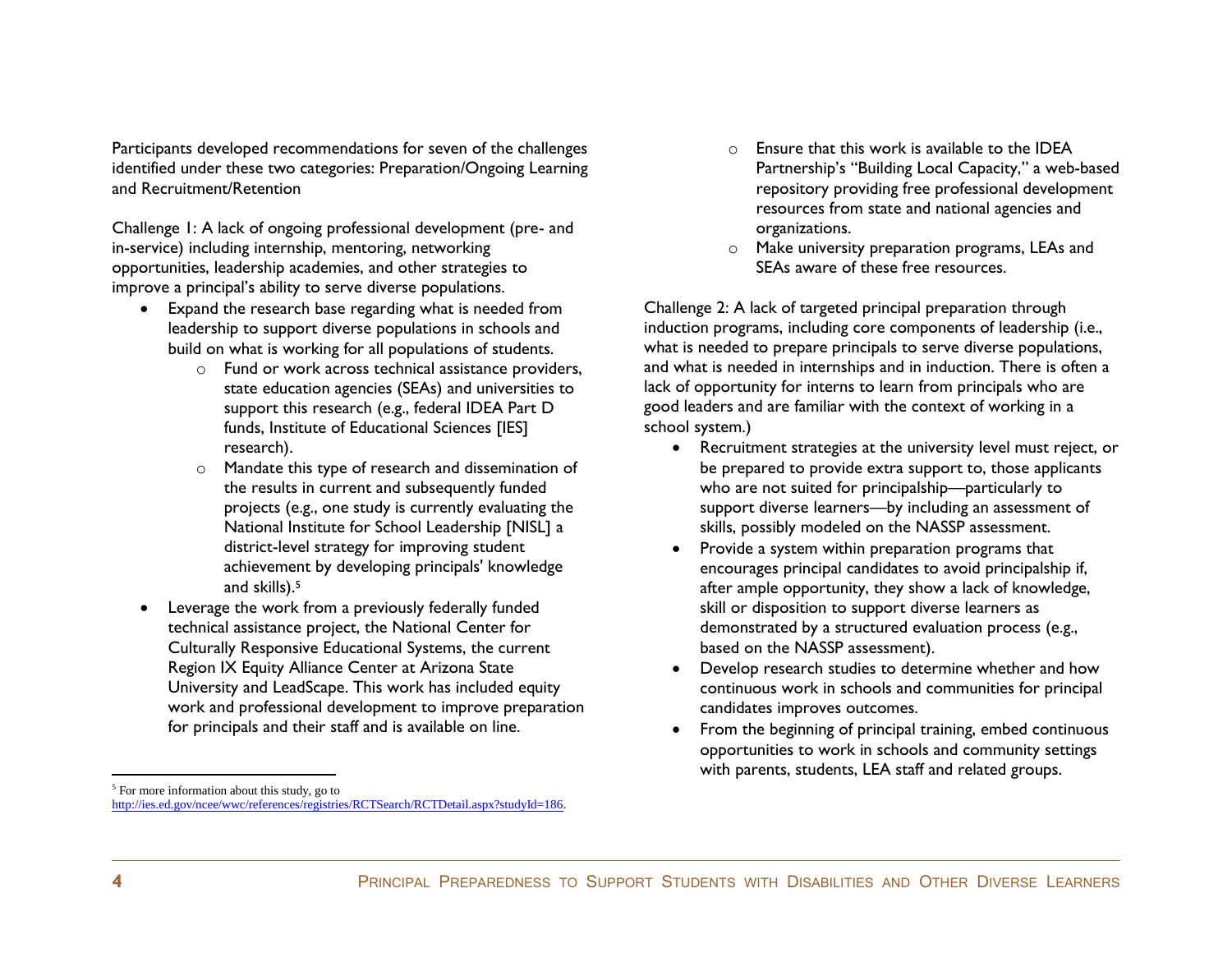Participants developed recommendations for seven of the challenges identified under these two categories: Preparation/Ongoing Learning and Recruitment/Retention

Challenge 1: A lack of ongoing professional development (pre- and in-service) including internship, mentoring, networking opportunities, leadership academies, and other strategies to improve a principal's ability to serve diverse populations.

- Expand the research base regarding what is needed from leadership to support diverse populations in schools and build on what is working for all populations of students.
  - Fund or work across technical assistance providers, state education agencies (SEAs) and universities to support this research (e.g., federal IDEA Part D funds, Institute of Educational Sciences [IES] research).
  - Mandate this type of research and dissemination of the results in current and subsequently funded projects (e.g., one study is currently evaluating the National Institute for School Leadership [NISL] a district-level strategy for improving student achievement by developing principals' knowledge and skills).[5]
- Leverage the work from a previously federally funded technical assistance project, the National Center for Culturally Responsive Educational Systems, the current Region IX Equity Alliance Center at Arizona State University and LeadScape. This work has included equity work and professional development to improve preparation for principals and their staff and is available on line.
  - Ensure that this work is available to the IDEA Partnership's "Building Local Capacity," a web-based repository providing free professional development resources from state and national agencies and organizations.
  - Make university preparation programs, LEAs and SEAs aware of these free resources.

Challenge 2: A lack of targeted principal preparation through induction programs, including core components of leadership (i.e., what is needed to prepare principals to serve diverse populations, and what is needed in internships and in induction. There is often a lack of opportunity for interns to learn from principals who are good leaders and are familiar with the context of working in a school system.)

- Recruitment strategies at the university level must reject, or be prepared to provide extra support to, those applicants who are not suited for principalship—particularly to support diverse learners—by including an assessment of skills, possibly modeled on the NASSP assessment.
- Provide a system within preparation programs that encourages principal candidates to avoid principalship if, after ample opportunity, they show a lack of knowledge, skill or disposition to support diverse learners as demonstrated by a structured evaluation process (e.g., based on the NASSP assessment).
- Develop research studies to determine whether and how continuous work in schools and communities for principal candidates improves outcomes.
- From the beginning of principal training, embed continuous opportunities to work in schools and community settings with parents, students, LEA staff and related groups.

[5] For more information about this study, go to http://ies.ed.gov/ncee/wwc/references/registries/RCTSearch/RCTDetail.aspx?studyId=186.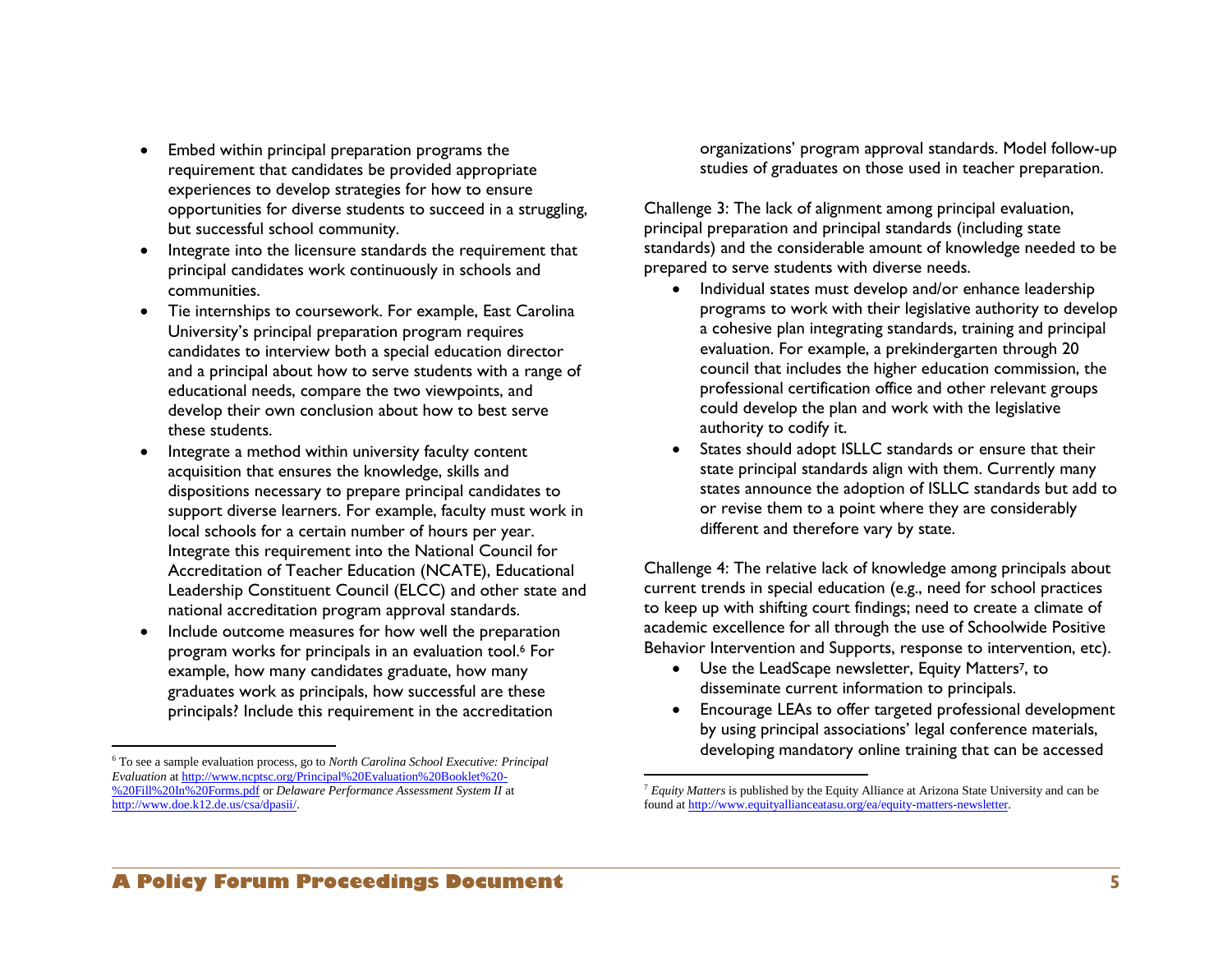- Embed within principal preparation programs the requirement that candidates be provided appropriate experiences to develop strategies for how to ensure opportunities for diverse students to succeed in a struggling, but successful school community.
- Integrate into the licensure standards the requirement that principal candidates work continuously in schools and communities.
- Tie internships to coursework. For example, East Carolina University's principal preparation program requires candidates to interview both a special education director and a principal about how to serve students with a range of educational needs, compare the two viewpoints, and develop their own conclusion about how to best serve these students.
- Integrate a method within university faculty content acquisition that ensures the knowledge, skills and dispositions necessary to prepare principal candidates to support diverse learners. For example, faculty must work in local schools for a certain number of hours per year. Integrate this requirement into the National Council for Accreditation of Teacher Education (NCATE), Educational Leadership Constituent Council (ELCC) and other state and national accreditation program approval standards.
- Include outcome measures for how well the preparation program works for principals in an evaluation tool.[6] For example, how many candidates graduate, how many graduates work as principals, how successful are these principals? Include this requirement in the accreditation organizations' program approval standards. Model follow-up studies of graduates on those used in teacher preparation.

Challenge 3: The lack of alignment among principal evaluation, principal preparation and principal standards (including state standards) and the considerable amount of knowledge needed to be prepared to serve students with diverse needs.

- Individual states must develop and/or enhance leadership programs to work with their legislative authority to develop a cohesive plan integrating standards, training and principal evaluation. For example, a prekindergarten through 20 council that includes the higher education commission, the professional certification office and other relevant groups could develop the plan and work with the legislative authority to codify it.
- States should adopt ISLLC standards or ensure that their state principal standards align with them. Currently many states announce the adoption of ISLLC standards but add to or revise them to a point where they are considerably different and therefore vary by state.

Challenge 4: The relative lack of knowledge among principals about current trends in special education (e.g., need for school practices to keep up with shifting court findings; need to create a climate of academic excellence for all through the use of Schoolwide Positive Behavior Intervention and Supports, response to intervention, etc).

- Use the LeadScape newsletter, Equity Matters[7], to disseminate current information to principals.
- Encourage LEAs to offer targeted professional development by using principal associations' legal conference materials, developing mandatory online training that can be accessed

---

[6] To see a sample evaluation process, go to *North Carolina School Executive: Principal Evaluation* at http://www.ncptsc.org/Principal%20Evaluation%20Booklet%20-%20Fill%20In%20Forms.pdf or *Delaware Performance Assessment System II* at http://www.doe.k12.de.us/csa/dpasii/.

[7] *Equity Matters* is published by the Equity Alliance at Arizona State University and can be found at http://www.equityallianceatasu.org/ea/equity-matters-newsletter.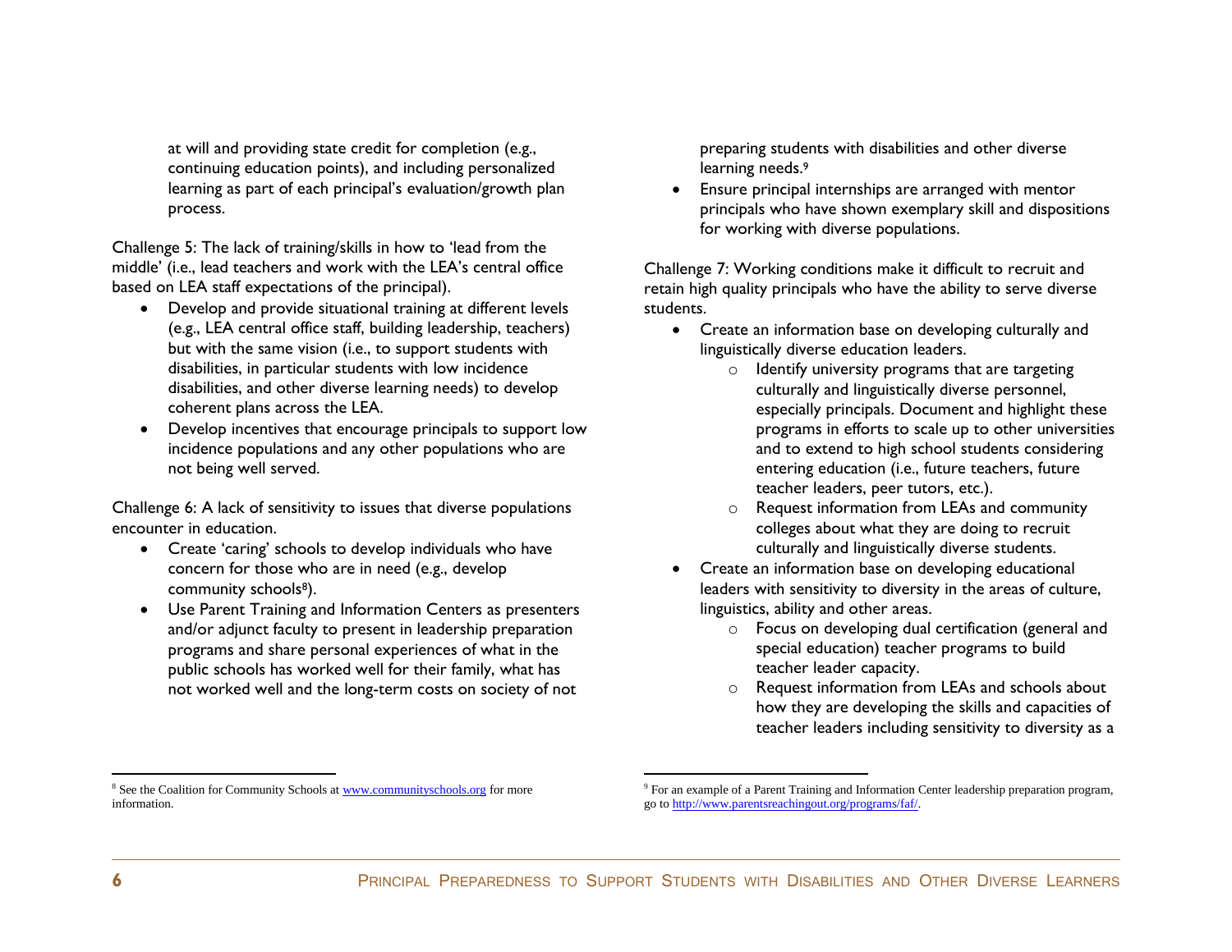at will and providing state credit for completion (e.g., continuing education points), and including personalized learning as part of each principal's evaluation/growth plan process.

Challenge 5: The lack of training/skills in how to 'lead from the middle' (i.e., lead teachers and work with the LEA's central office based on LEA staff expectations of the principal).

- Develop and provide situational training at different levels (e.g., LEA central office staff, building leadership, teachers) but with the same vision (i.e., to support students with disabilities, in particular students with low incidence disabilities, and other diverse learning needs) to develop coherent plans across the LEA.
- Develop incentives that encourage principals to support low incidence populations and any other populations who are not being well served.

Challenge 6: A lack of sensitivity to issues that diverse populations encounter in education.

- Create 'caring' schools to develop individuals who have concern for those who are in need (e.g., develop community schools[8]).
- Use Parent Training and Information Centers as presenters and/or adjunct faculty to present in leadership preparation programs and share personal experiences of what in the public schools has worked well for their family, what has not worked well and the long-term costs on society of not preparing students with disabilities and other diverse learning needs.[9]
- Ensure principal internships are arranged with mentor principals who have shown exemplary skill and dispositions for working with diverse populations.

Challenge 7: Working conditions make it difficult to recruit and retain high quality principals who have the ability to serve diverse students.

- Create an information base on developing culturally and linguistically diverse education leaders.
  - Identify university programs that are targeting culturally and linguistically diverse personnel, especially principals. Document and highlight these programs in efforts to scale up to other universities and to extend to high school students considering entering education (i.e., future teachers, future teacher leaders, peer tutors, etc.).
  - Request information from LEAs and community colleges about what they are doing to recruit culturally and linguistically diverse students.
- Create an information base on developing educational leaders with sensitivity to diversity in the areas of culture, linguistics, ability and other areas.
  - Focus on developing dual certification (general and special education) teacher programs to build teacher leader capacity.
  - Request information from LEAs and schools about how they are developing the skills and capacities of teacher leaders including sensitivity to diversity as a

---

[8] See the Coalition for Community Schools at www.communityschools.org for more information.

[9] For an example of a Parent Training and Information Center leadership preparation program, go to http://www.parentsreachingout.org/programs/faf/.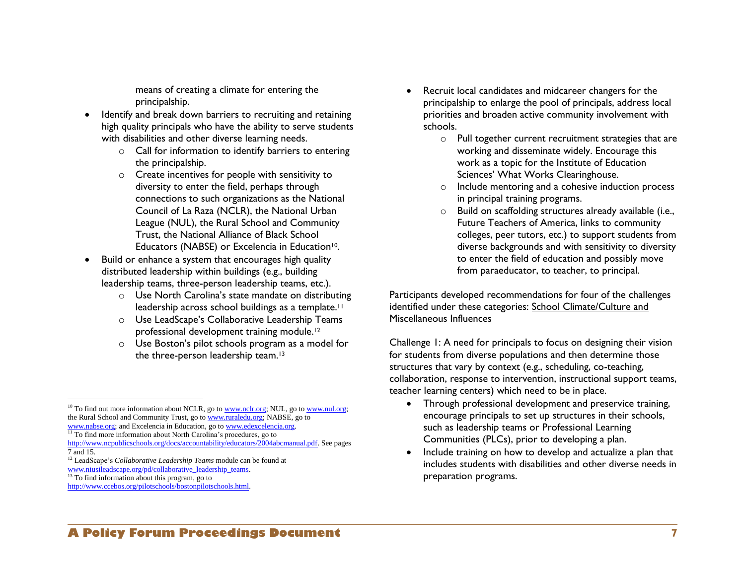means of creating a climate for entering the principalship.

- Identify and break down barriers to recruiting and retaining high quality principals who have the ability to serve students with disabilities and other diverse learning needs.
    - Call for information to identify barriers to entering the principalship.
    - Create incentives for people with sensitivity to diversity to enter the field, perhaps through connections to such organizations as the National Council of La Raza (NCLR), the National Urban League (NUL), the Rural School and Community Trust, the National Alliance of Black School Educators (NABSE) or Excelencia in Education[10].
- Build or enhance a system that encourages high quality distributed leadership within buildings (e.g., building leadership teams, three-person leadership teams, etc.).
    - Use North Carolina's state mandate on distributing leadership across school buildings as a template.[11]
    - Use LeadScape's Collaborative Leadership Teams professional development training module.[12]
    - Use Boston's pilot schools program as a model for the three-person leadership team.[13]
- Recruit local candidates and midcareer changers for the principalship to enlarge the pool of principals, address local priorities and broaden active community involvement with schools.
    - Pull together current recruitment strategies that are working and disseminate widely. Encourage this work as a topic for the Institute of Education Sciences' What Works Clearinghouse.
    - Include mentoring and a cohesive induction process in principal training programs.
    - Build on scaffolding structures already available (i.e., Future Teachers of America, links to community colleges, peer tutors, etc.) to support students from diverse backgrounds and with sensitivity to diversity to enter the field of education and possibly move from paraeducator, to teacher, to principal.

Participants developed recommendations for four of the challenges identified under these categories: School Climate/Culture and Miscellaneous Influences

Challenge 1: A need for principals to focus on designing their vision for students from diverse populations and then determine those structures that vary by context (e.g., scheduling, co-teaching, collaboration, response to intervention, instructional support teams, teacher learning centers) which need to be in place.

- Through professional development and preservice training, encourage principals to set up structures in their schools, such as leadership teams or Professional Learning Communities (PLCs), prior to developing a plan.
- Include training on how to develop and actualize a plan that includes students with disabilities and other diverse needs in preparation programs.

---

[10] To find out more information about NCLR, go to www.nclr.org; NUL, go to www.nul.org; the Rural School and Community Trust, go to www.ruraledu.org; NABSE, go to www.nabse.org; and Excelencia in Education, go to www.edexcelencia.org.

[11] To find more information about North Carolina's procedures, go to http://www.ncpublicschools.org/docs/accountability/educators/2004abcmanual.pdf. See pages 7 and 15.

[12] LeadScape's *Collaborative Leadership Teams* module can be found at www.niusileadscape.org/pd/collaborative_leadership_teams.

[13] To find information about this program, go to http://www.ccebos.org/pilotschools/bostonpilotschools.html.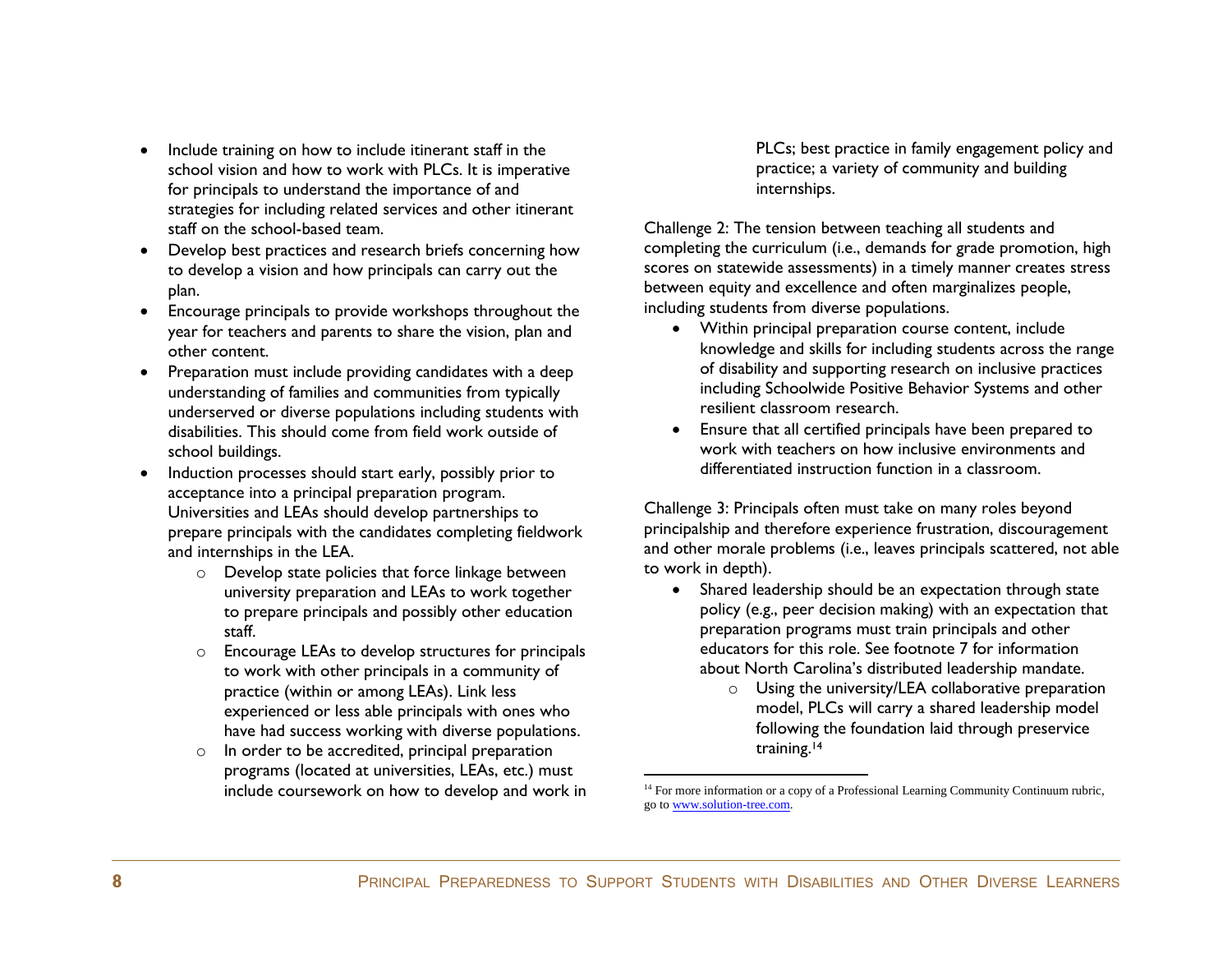- Include training on how to include itinerant staff in the school vision and how to work with PLCs. It is imperative for principals to understand the importance of and strategies for including related services and other itinerant staff on the school-based team.
- Develop best practices and research briefs concerning how to develop a vision and how principals can carry out the plan.
- Encourage principals to provide workshops throughout the year for teachers and parents to share the vision, plan and other content.
- Preparation must include providing candidates with a deep understanding of families and communities from typically underserved or diverse populations including students with disabilities. This should come from field work outside of school buildings.
- Induction processes should start early, possibly prior to acceptance into a principal preparation program. Universities and LEAs should develop partnerships to prepare principals with the candidates completing fieldwork and internships in the LEA.
  - Develop state policies that force linkage between university preparation and LEAs to work together to prepare principals and possibly other education staff.
  - Encourage LEAs to develop structures for principals to work with other principals in a community of practice (within or among LEAs). Link less experienced or less able principals with ones who have had success working with diverse populations.
  - In order to be accredited, principal preparation programs (located at universities, LEAs, etc.) must include coursework on how to develop and work in PLCs; best practice in family engagement policy and practice; a variety of community and building internships.

Challenge 2: The tension between teaching all students and completing the curriculum (i.e., demands for grade promotion, high scores on statewide assessments) in a timely manner creates stress between equity and excellence and often marginalizes people, including students from diverse populations.

- Within principal preparation course content, include knowledge and skills for including students across the range of disability and supporting research on inclusive practices including Schoolwide Positive Behavior Systems and other resilient classroom research.
- Ensure that all certified principals have been prepared to work with teachers on how inclusive environments and differentiated instruction function in a classroom.

Challenge 3: Principals often must take on many roles beyond principalship and therefore experience frustration, discouragement and other morale problems (i.e., leaves principals scattered, not able to work in depth).

- Shared leadership should be an expectation through state policy (e.g., peer decision making) with an expectation that preparation programs must train principals and other educators for this role. See footnote 7 for information about North Carolina's distributed leadership mandate.
  - Using the university/LEA collaborative preparation model, PLCs will carry a shared leadership model following the foundation laid through preservice training.[14]

[14] For more information or a copy of a Professional Learning Community Continuum rubric, go to www.solution-tree.com.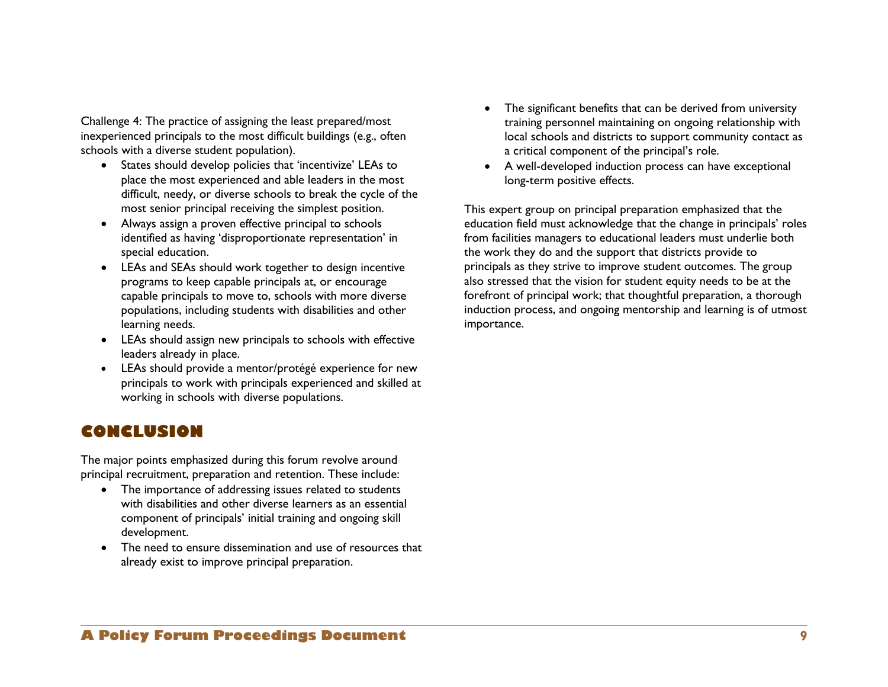Challenge 4: The practice of assigning the least prepared/most inexperienced principals to the most difficult buildings (e.g., often schools with a diverse student population).

- States should develop policies that 'incentivize' LEAs to place the most experienced and able leaders in the most difficult, needy, or diverse schools to break the cycle of the most senior principal receiving the simplest position.
- Always assign a proven effective principal to schools identified as having 'disproportionate representation' in special education.
- LEAs and SEAs should work together to design incentive programs to keep capable principals at, or encourage capable principals to move to, schools with more diverse populations, including students with disabilities and other learning needs.
- LEAs should assign new principals to schools with effective leaders already in place.
- LEAs should provide a mentor/protégé experience for new principals to work with principals experienced and skilled at working in schools with diverse populations.

## CONCLUSION

The major points emphasized during this forum revolve around principal recruitment, preparation and retention. These include:

- The importance of addressing issues related to students with disabilities and other diverse learners as an essential component of principals' initial training and ongoing skill development.
- The need to ensure dissemination and use of resources that already exist to improve principal preparation.
- The significant benefits that can be derived from university training personnel maintaining on ongoing relationship with local schools and districts to support community contact as a critical component of the principal's role.
- A well-developed induction process can have exceptional long-term positive effects.

This expert group on principal preparation emphasized that the education field must acknowledge that the change in principals' roles from facilities managers to educational leaders must underlie both the work they do and the support that districts provide to principals as they strive to improve student outcomes. The group also stressed that the vision for student equity needs to be at the forefront of principal work; that thoughtful preparation, a thorough induction process, and ongoing mentorship and learning is of utmost importance.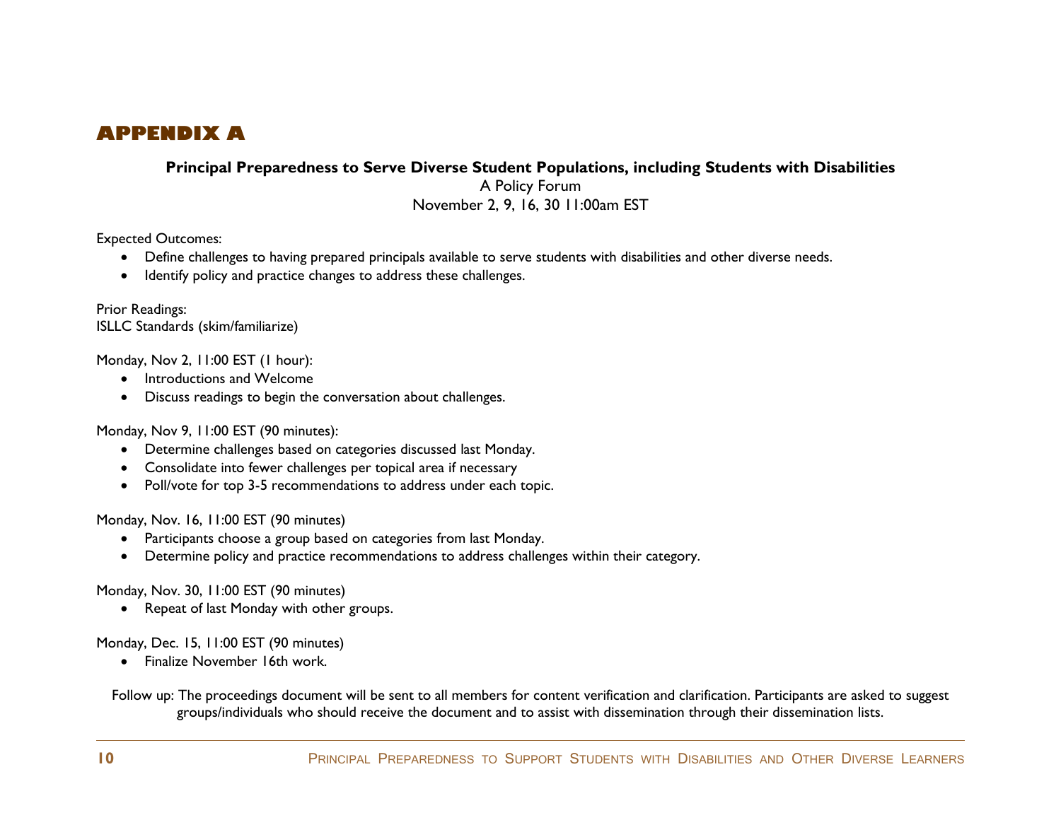# APPENDIX A

**Principal Preparedness to Serve Diverse Student Populations, including Students with Disabilities**

A Policy Forum

November 2, 9, 16, 30 11:00am EST

Expected Outcomes:

- Define challenges to having prepared principals available to serve students with disabilities and other diverse needs.
- Identify policy and practice changes to address these challenges.

Prior Readings:
ISLLC Standards (skim/familiarize)

Monday, Nov 2, 11:00 EST (1 hour):

- Introductions and Welcome
- Discuss readings to begin the conversation about challenges.

Monday, Nov 9, 11:00 EST (90 minutes):

- Determine challenges based on categories discussed last Monday.
- Consolidate into fewer challenges per topical area if necessary
- Poll/vote for top 3-5 recommendations to address under each topic.

Monday, Nov. 16, 11:00 EST (90 minutes)

- Participants choose a group based on categories from last Monday.
- Determine policy and practice recommendations to address challenges within their category.

Monday, Nov. 30, 11:00 EST (90 minutes)

- Repeat of last Monday with other groups.

Monday, Dec. 15, 11:00 EST (90 minutes)

- Finalize November 16th work.

Follow up: The proceedings document will be sent to all members for content verification and clarification. Participants are asked to suggest groups/individuals who should receive the document and to assist with dissemination through their dissemination lists.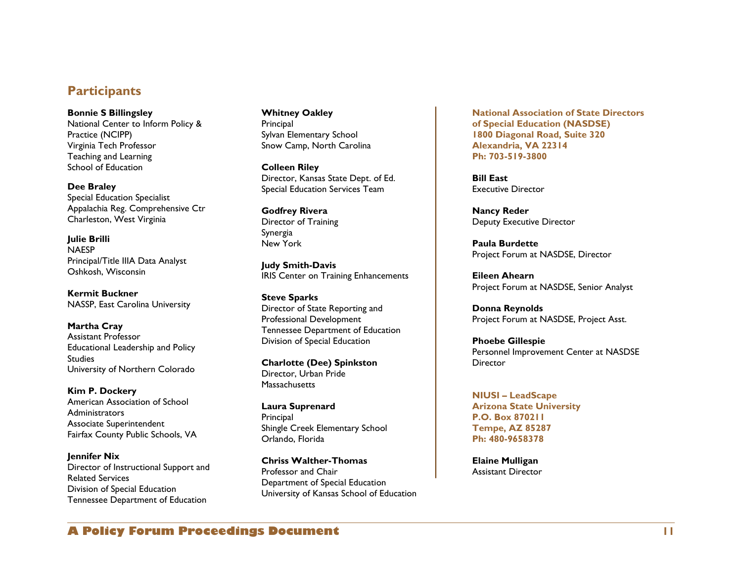## Participants

**Bonnie S Billingsley**
National Center to Inform Policy & Practice (NCIPP)
Virginia Tech Professor
Teaching and Learning
School of Education

**Dee Braley**
Special Education Specialist
Appalachia Reg. Comprehensive Ctr
Charleston, West Virginia

**Julie Brilli**
NAESP
Principal/Title IIIA Data Analyst
Oshkosh, Wisconsin

**Kermit Buckner**
NASSP, East Carolina University

**Martha Cray**
Assistant Professor
Educational Leadership and Policy Studies
University of Northern Colorado

**Kim P. Dockery**
American Association of School Administrators
Associate Superintendent
Fairfax County Public Schools, VA

**Jennifer Nix**
Director of Instructional Support and Related Services
Division of Special Education
Tennessee Department of Education

**Whitney Oakley**
Principal
Sylvan Elementary School
Snow Camp, North Carolina

**Colleen Riley**
Director, Kansas State Dept. of Ed.
Special Education Services Team

**Godfrey Rivera**
Director of Training
Synergia
New York

**Judy Smith-Davis**
IRIS Center on Training Enhancements

**Steve Sparks**
Director of State Reporting and Professional Development
Tennessee Department of Education
Division of Special Education

**Charlotte (Dee) Spinkston**
Director, Urban Pride
Massachusetts

**Laura Suprenard**
Principal
Shingle Creek Elementary School
Orlando, Florida

**Chriss Walther-Thomas**
Professor and Chair
Department of Special Education
University of Kansas School of Education

**National Association of State Directors of Special Education (NASDSE)**
**1800 Diagonal Road, Suite 320**
**Alexandria, VA 22314**
**Ph: 703-519-3800**

**Bill East**
Executive Director

**Nancy Reder**
Deputy Executive Director

**Paula Burdette**
Project Forum at NASDSE, Director

**Eileen Ahearn**
Project Forum at NASDSE, Senior Analyst

**Donna Reynolds**
Project Forum at NASDSE, Project Asst.

**Phoebe Gillespie**
Personnel Improvement Center at NASDSE
Director

**NIUSI – LeadScape**
**Arizona State University**
**P.O. Box 870211**
**Tempe, AZ 85287**
**Ph: 480-9658378**

**Elaine Mulligan**
Assistant Director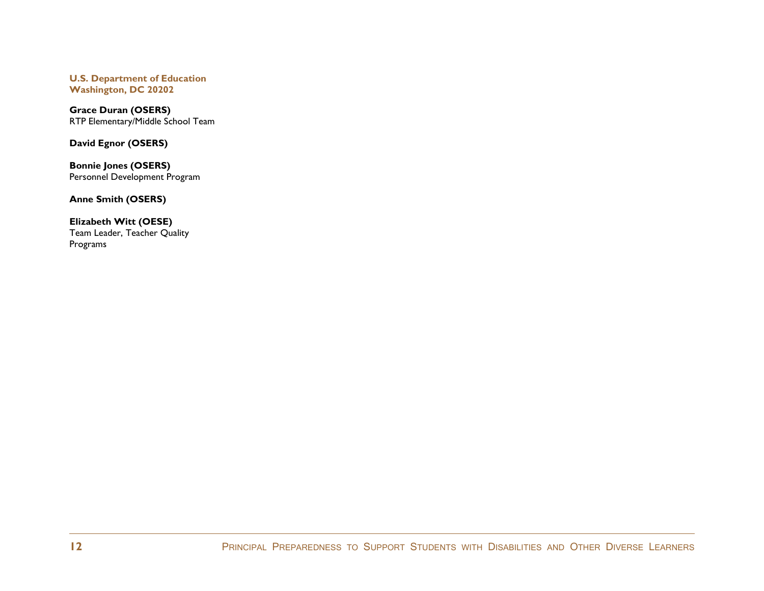**U.S. Department of Education**
**Washington, DC 20202**

**Grace Duran (OSERS)**
RTP Elementary/Middle School Team

**David Egnor (OSERS)**

**Bonnie Jones (OSERS)**
Personnel Development Program

**Anne Smith (OSERS)**

**Elizabeth Witt (OESE)**
Team Leader, Teacher Quality Programs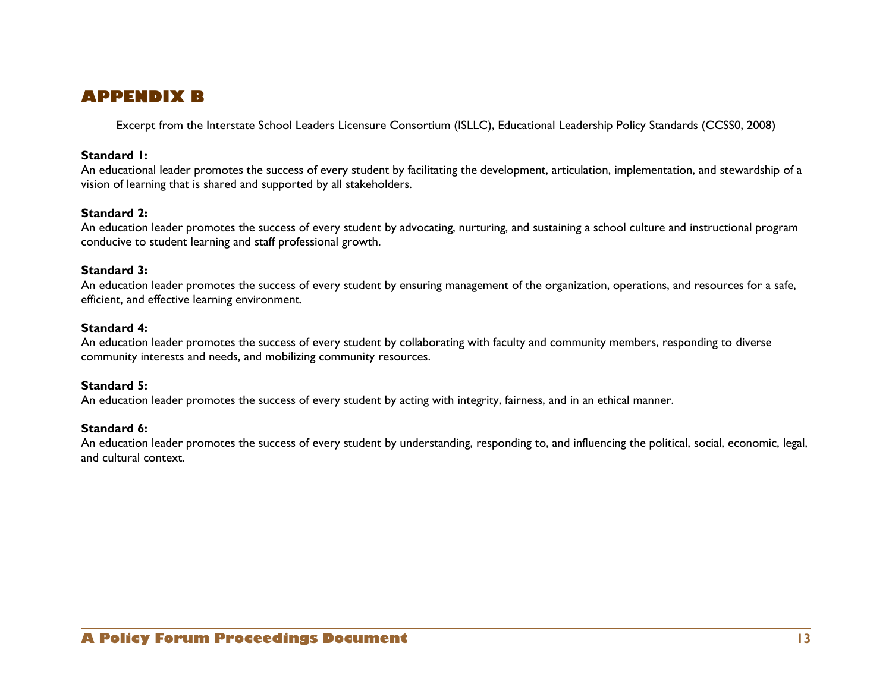# APPENDIX B

Excerpt from the Interstate School Leaders Licensure Consortium (ISLLC), Educational Leadership Policy Standards (CCSS0, 2008)

**Standard 1:**
An educational leader promotes the success of every student by facilitating the development, articulation, implementation, and stewardship of a vision of learning that is shared and supported by all stakeholders.

**Standard 2:**
An education leader promotes the success of every student by advocating, nurturing, and sustaining a school culture and instructional program conducive to student learning and staff professional growth.

**Standard 3:**
An education leader promotes the success of every student by ensuring management of the organization, operations, and resources for a safe, efficient, and effective learning environment.

**Standard 4:**
An education leader promotes the success of every student by collaborating with faculty and community members, responding to diverse community interests and needs, and mobilizing community resources.

**Standard 5:**
An education leader promotes the success of every student by acting with integrity, fairness, and in an ethical manner.

**Standard 6:**
An education leader promotes the success of every student by understanding, responding to, and influencing the political, social, economic, legal, and cultural context.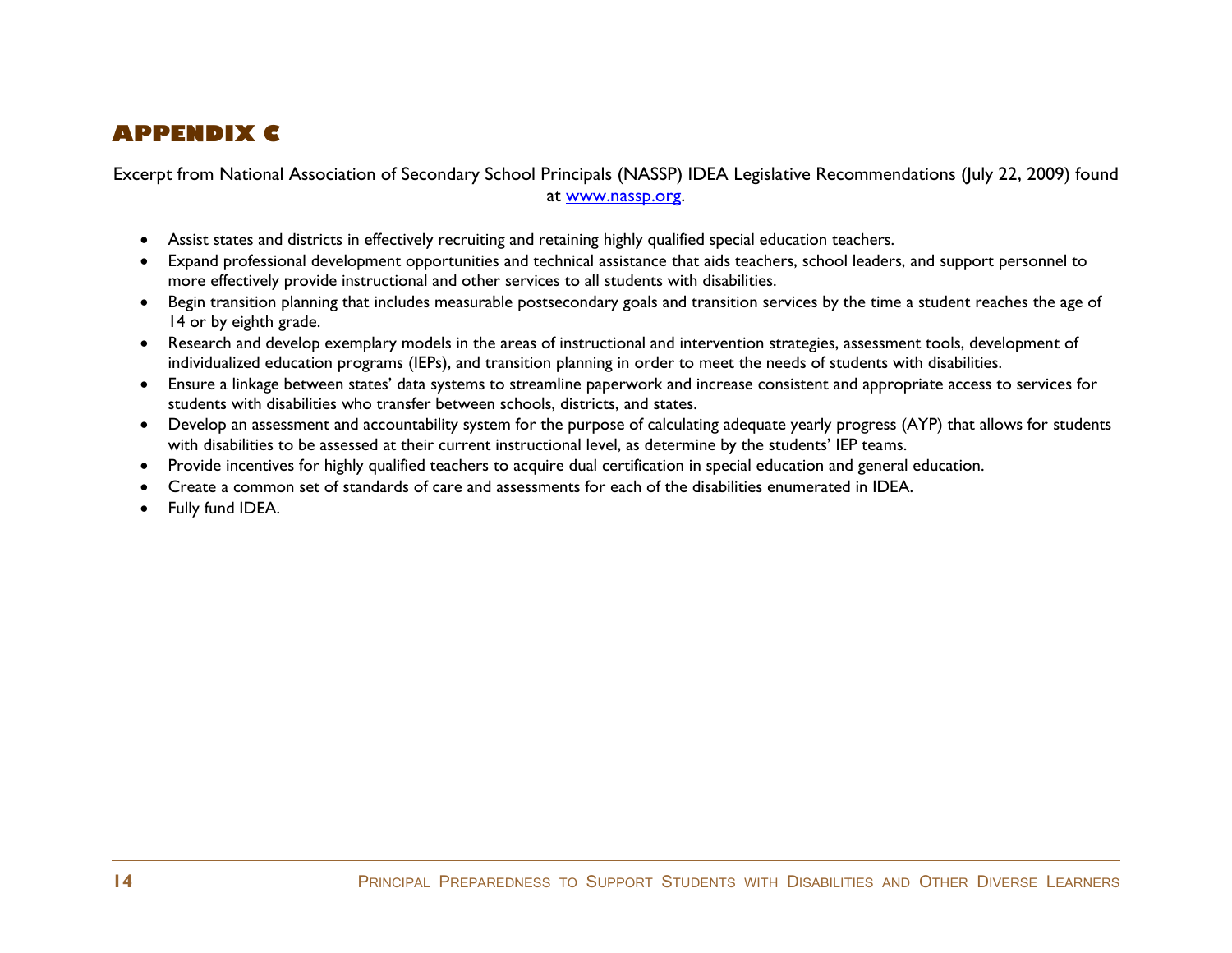## APPENDIX C

Excerpt from National Association of Secondary School Principals (NASSP) IDEA Legislative Recommendations (July 22, 2009) found at [www.nassp.org](http://www.nassp.org).

- Assist states and districts in effectively recruiting and retaining highly qualified special education teachers.
- Expand professional development opportunities and technical assistance that aids teachers, school leaders, and support personnel to more effectively provide instructional and other services to all students with disabilities.
- Begin transition planning that includes measurable postsecondary goals and transition services by the time a student reaches the age of 14 or by eighth grade.
- Research and develop exemplary models in the areas of instructional and intervention strategies, assessment tools, development of individualized education programs (IEPs), and transition planning in order to meet the needs of students with disabilities.
- Ensure a linkage between states' data systems to streamline paperwork and increase consistent and appropriate access to services for students with disabilities who transfer between schools, districts, and states.
- Develop an assessment and accountability system for the purpose of calculating adequate yearly progress (AYP) that allows for students with disabilities to be assessed at their current instructional level, as determine by the students' IEP teams.
- Provide incentives for highly qualified teachers to acquire dual certification in special education and general education.
- Create a common set of standards of care and assessments for each of the disabilities enumerated in IDEA.
- Fully fund IDEA.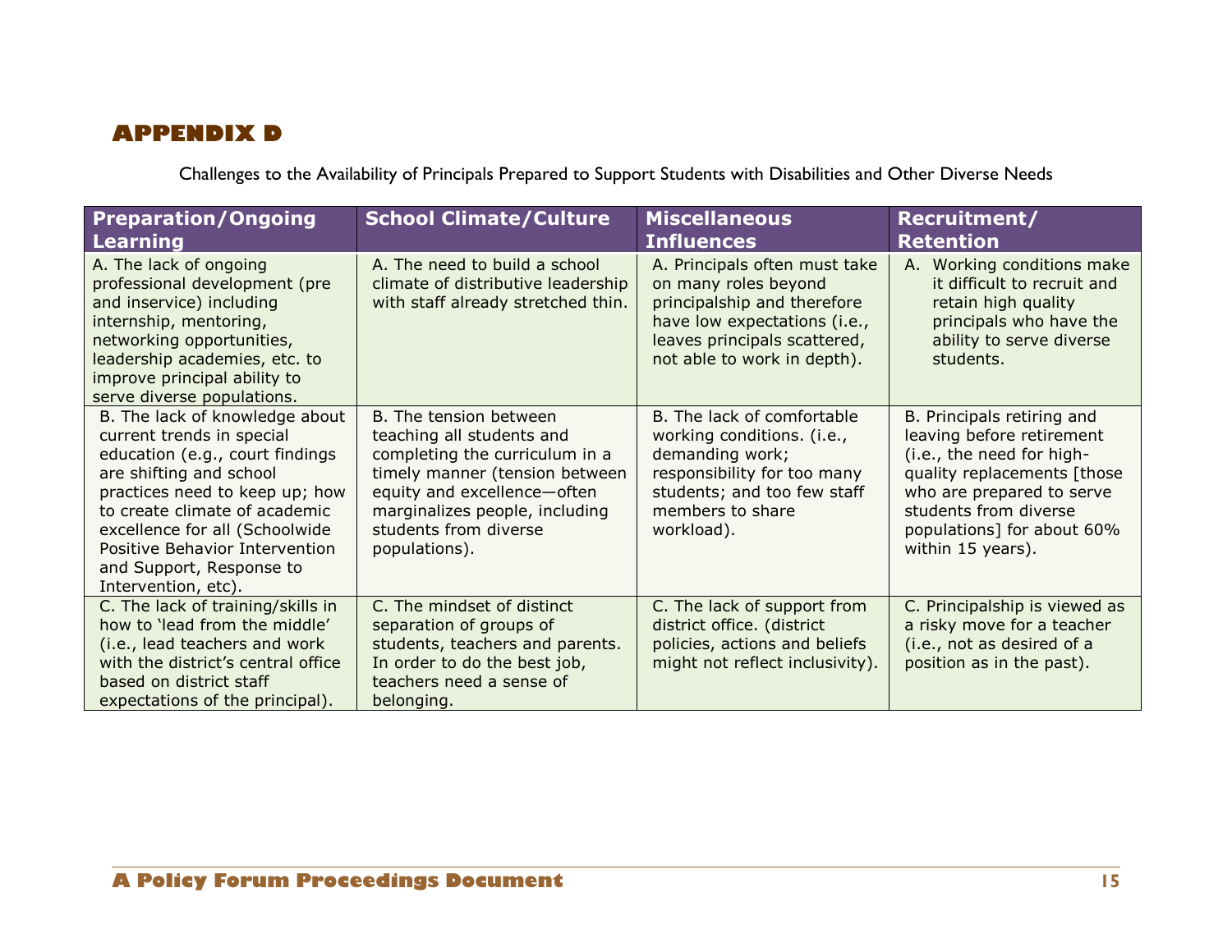# APPENDIX D

Challenges to the Availability of Principals Prepared to Support Students with Disabilities and Other Diverse Needs

| Preparation/Ongoing Learning | School Climate/Culture | Miscellaneous Influences | Recruitment/ Retention |
|---|---|---|---|
| A. The lack of ongoing professional development (pre and inservice) including internship, mentoring, networking opportunities, leadership academies, etc. to improve principal ability to serve diverse populations. | A. The need to build a school climate of distributive leadership with staff already stretched thin. | A. Principals often must take on many roles beyond principalship and therefore have low expectations (i.e., leaves principals scattered, not able to work in depth). | A. Working conditions make it difficult to recruit and retain high quality principals who have the ability to serve diverse students. |
| B. The lack of knowledge about current trends in special education (e.g., court findings are shifting and school practices need to keep up; how to create climate of academic excellence for all (Schoolwide Positive Behavior Intervention and Support, Response to Intervention, etc). | B. The tension between teaching all students and completing the curriculum in a timely manner (tension between equity and excellence—often marginalizes people, including students from diverse populations). | B. The lack of comfortable working conditions. (i.e., demanding work; responsibility for too many students; and too few staff members to share workload). | B. Principals retiring and leaving before retirement (i.e., the need for high-quality replacements [those who are prepared to serve students from diverse populations] for about 60% within 15 years). |
| C. The lack of training/skills in how to 'lead from the middle' (i.e., lead teachers and work with the district's central office based on district staff expectations of the principal). | C. The mindset of distinct separation of groups of students, teachers and parents. In order to do the best job, teachers need a sense of belonging. | C. The lack of support from district office. (district policies, actions and beliefs might not reflect inclusivity). | C. Principalship is viewed as a risky move for a teacher (i.e., not as desired of a position as in the past). |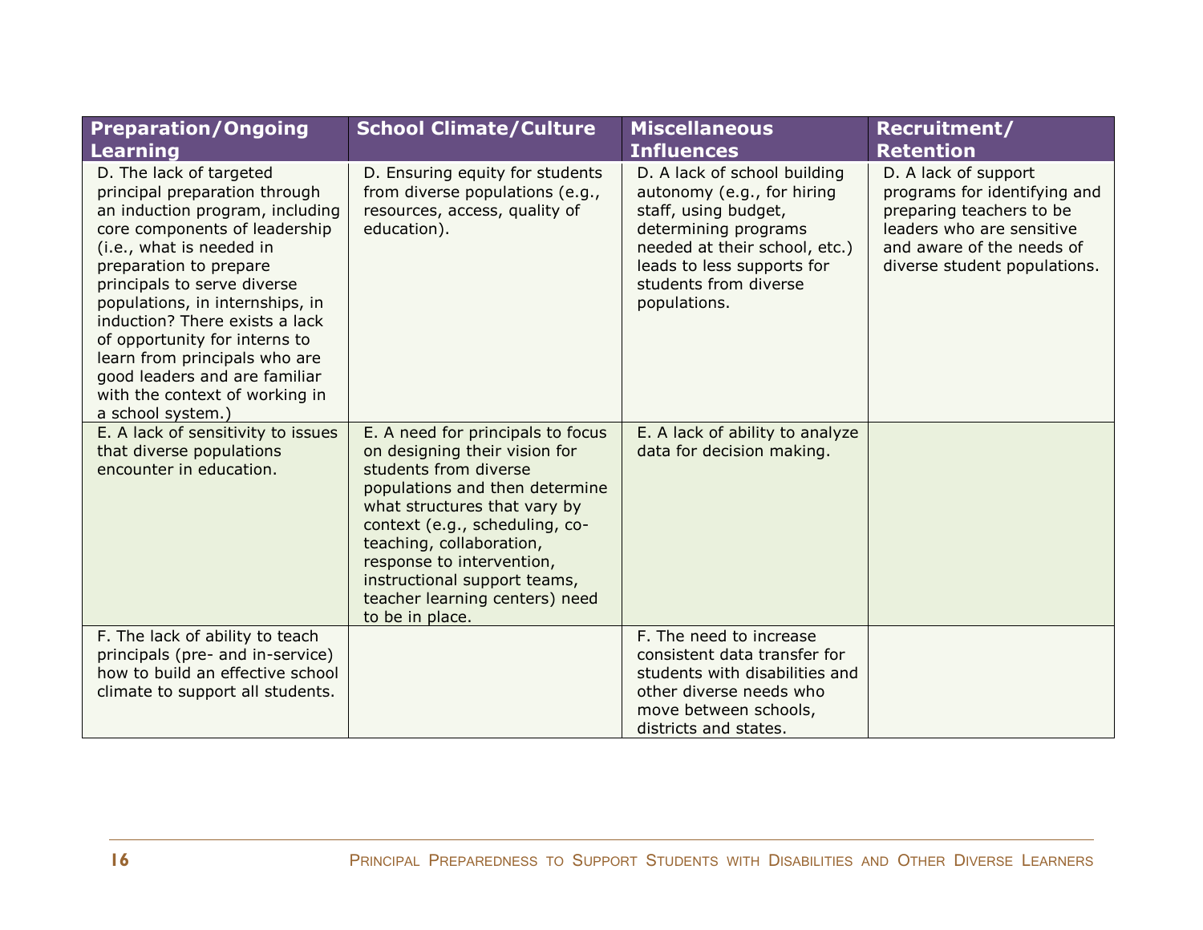| Preparation/Ongoing Learning | School Climate/Culture | Miscellaneous Influences | Recruitment/ Retention |
|---|---|---|---|
| D. The lack of targeted principal preparation through an induction program, including core components of leadership (i.e., what is needed in preparation to prepare principals to serve diverse populations, in internships, in induction? There exists a lack of opportunity for interns to learn from principals who are good leaders and are familiar with the context of working in a school system.) | D. Ensuring equity for students from diverse populations (e.g., resources, access, quality of education). | D. A lack of school building autonomy (e.g., for hiring staff, using budget, determining programs needed at their school, etc.) leads to less supports for students from diverse populations. | D. A lack of support programs for identifying and preparing teachers to be leaders who are sensitive and aware of the needs of diverse student populations. |
| E. A lack of sensitivity to issues that diverse populations encounter in education. | E. A need for principals to focus on designing their vision for students from diverse populations and then determine what structures that vary by context (e.g., scheduling, co-teaching, collaboration, response to intervention, instructional support teams, teacher learning centers) need to be in place. | E. A lack of ability to analyze data for decision making. | |
| F. The lack of ability to teach principals (pre- and in-service) how to build an effective school climate to support all students. | | F. The need to increase consistent data transfer for students with disabilities and other diverse needs who move between schools, districts and states. | |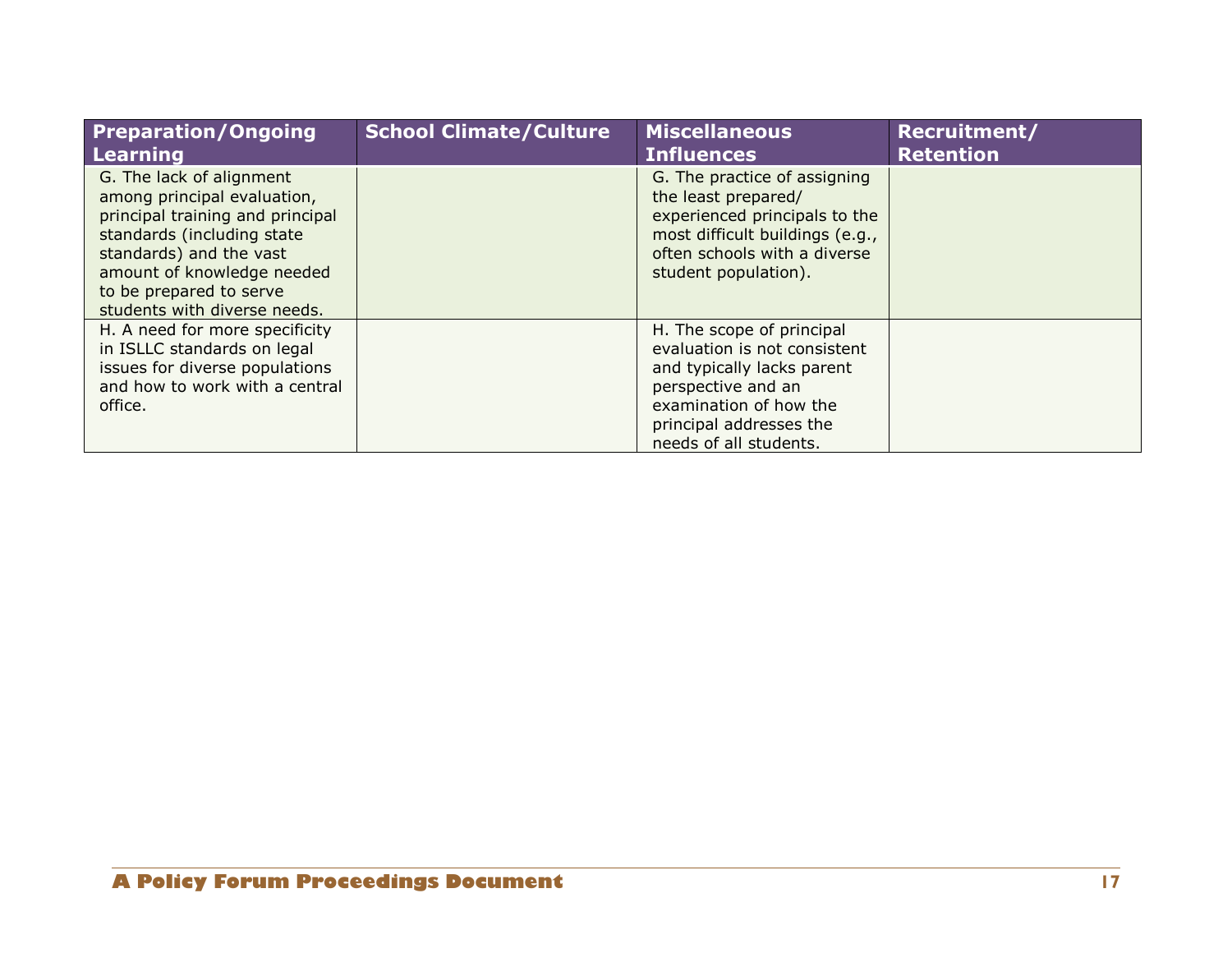| Preparation/Ongoing Learning | School Climate/Culture | Miscellaneous Influences | Recruitment/ Retention |
|---|---|---|---|
| G. The lack of alignment among principal evaluation, principal training and principal standards (including state standards) and the vast amount of knowledge needed to be prepared to serve students with diverse needs. | | G. The practice of assigning the least prepared/ experienced principals to the most difficult buildings (e.g., often schools with a diverse student population). | |
| H. A need for more specificity in ISLLC standards on legal issues for diverse populations and how to work with a central office. | | H. The scope of principal evaluation is not consistent and typically lacks parent perspective and an examination of how the principal addresses the needs of all students. | |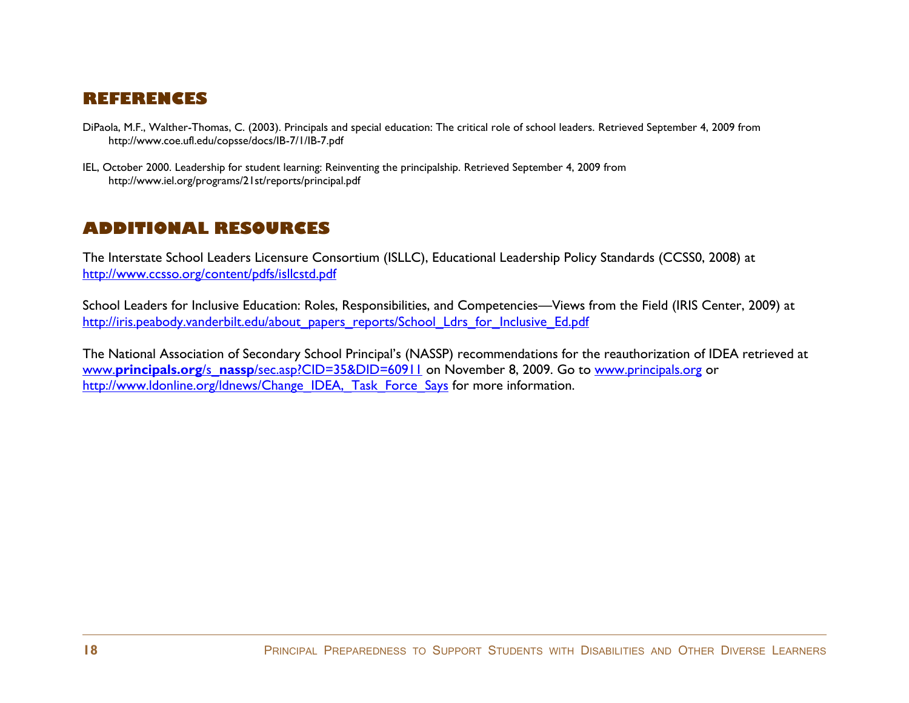## REFERENCES

DiPaola, M.F., Walther-Thomas, C. (2003). Principals and special education: The critical role of school leaders. Retrieved September 4, 2009 from http://www.coe.ufl.edu/copsse/docs/IB-7/1/IB-7.pdf

IEL, October 2000. Leadership for student learning: Reinventing the principalship. Retrieved September 4, 2009 from http://www.iel.org/programs/21st/reports/principal.pdf

## ADDITIONAL RESOURCES

The Interstate School Leaders Licensure Consortium (ISLLC), Educational Leadership Policy Standards (CCSS0, 2008) at http://www.ccsso.org/content/pdfs/isllcstd.pdf

School Leaders for Inclusive Education: Roles, Responsibilities, and Competencies—Views from the Field (IRIS Center, 2009) at http://iris.peabody.vanderbilt.edu/about_papers_reports/School_Ldrs_for_Inclusive_Ed.pdf

The National Association of Secondary School Principal's (NASSP) recommendations for the reauthorization of IDEA retrieved at www.**principals.org**/s_**nassp**/sec.asp?CID=35&DID=60911 on November 8, 2009. Go to www.principals.org or http://www.ldonline.org/ldnews/Change_IDEA,_Task_Force_Says for more information.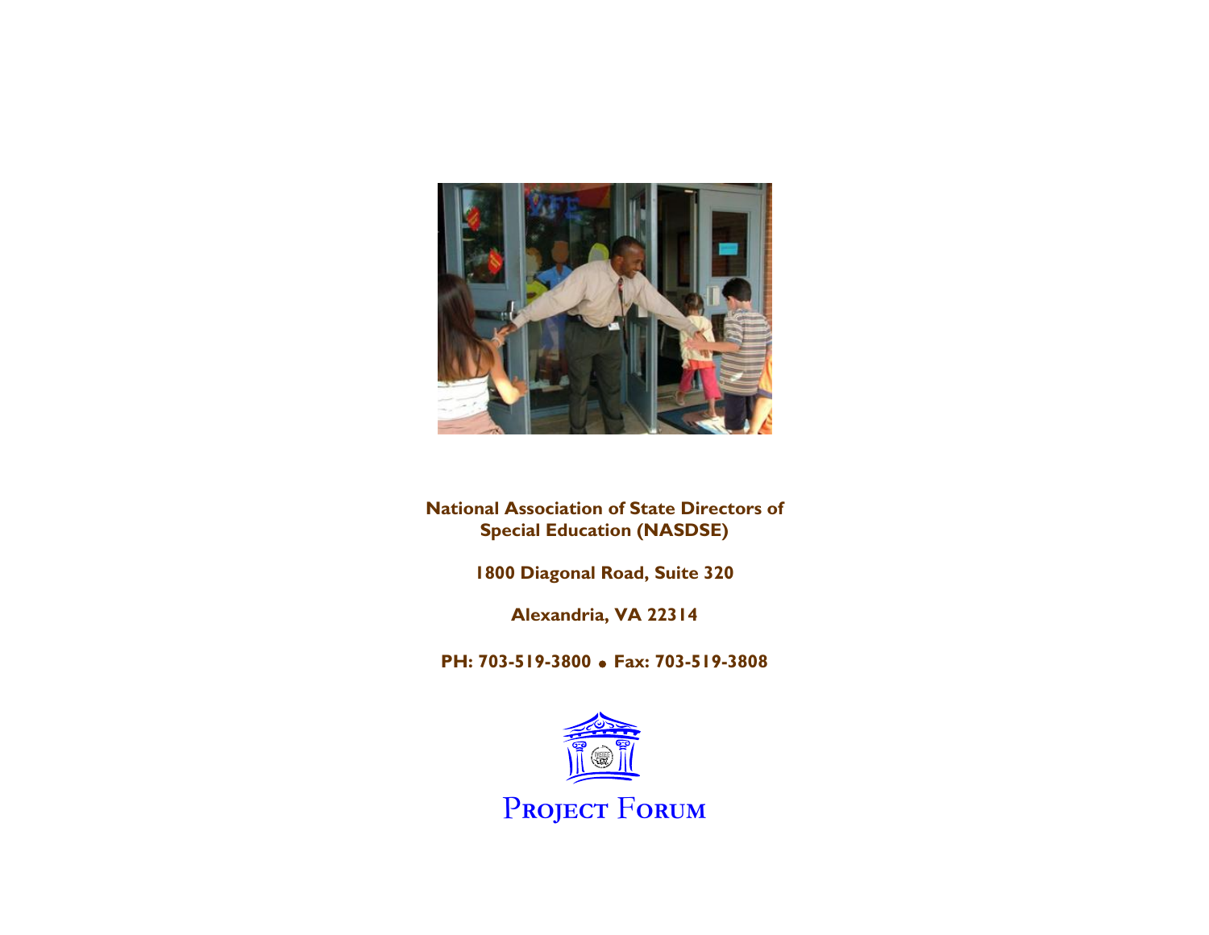**National Association of State Directors of Special Education (NASDSE)**

**1800 Diagonal Road, Suite 320**

**Alexandria, VA 22314**

**PH: 703-519-3800 • Fax: 703-519-3808**

Project Forum